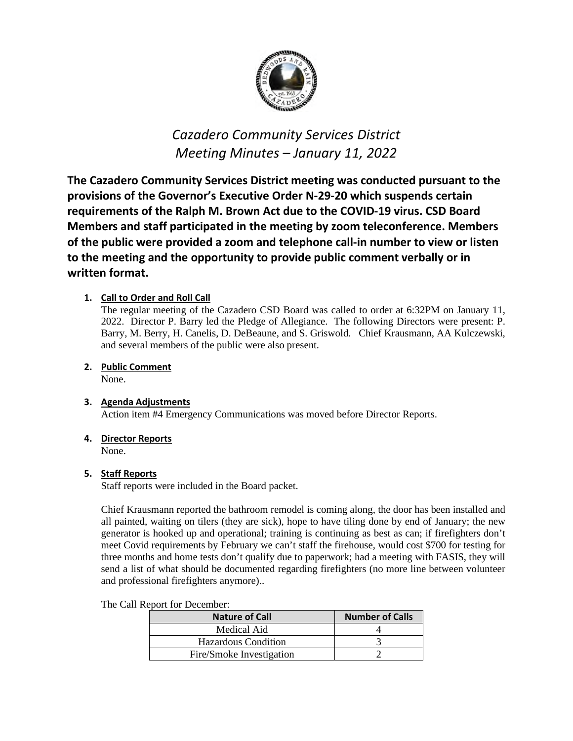# *Cazadero Community Services District*
# *Meeting Minutes – January 11, 2022*

**The Cazadero Community Services District meeting was conducted pursuant to the provisions of the Governor's Executive Order N-29-20 which suspends certain requirements of the Ralph M. Brown Act due to the COVID-19 virus. CSD Board Members and staff participated in the meeting by zoom teleconference. Members of the public were provided a zoom and telephone call-in number to view or listen to the meeting and the opportunity to provide public comment verbally or in written format.**

1. **Call to Order and Roll Call**

   The regular meeting of the Cazadero CSD Board was called to order at 6:32PM on January 11, 2022. Director P. Barry led the Pledge of Allegiance. The following Directors were present: P. Barry, M. Berry, H. Canelis, D. DeBeaune, and S. Griswold. Chief Krausmann, AA Kulczewski, and several members of the public were also present.

2. **Public Comment**

   None.

3. **Agenda Adjustments**

   Action item #4 Emergency Communications was moved before Director Reports.

4. **Director Reports**

   None.

5. **Staff Reports**

   Staff reports were included in the Board packet.

   Chief Krausmann reported the bathroom remodel is coming along, the door has been installed and all painted, waiting on tilers (they are sick), hope to have tiling done by end of January; the new generator is hooked up and operational; training is continuing as best as can; if firefighters don't meet Covid requirements by February we can't staff the firehouse, would cost $700 for testing for three months and home tests don't qualify due to paperwork; had a meeting with FASIS, they will send a list of what should be documented regarding firefighters (no more line between volunteer and professional firefighters anymore)..

   The Call Report for December:

| Nature of Call | Number of Calls |
|---|---|
| Medical Aid | 4 |
| Hazardous Condition | 3 |
| Fire/Smoke Investigation | 2 |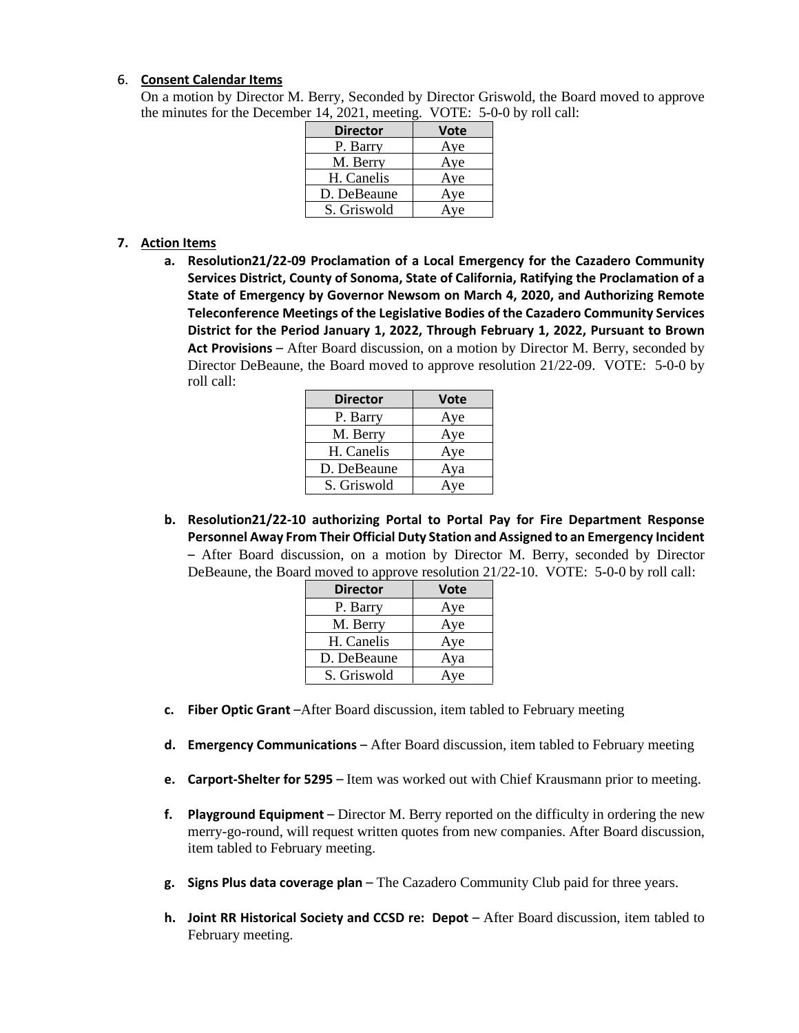6. **Consent Calendar Items**

   On a motion by Director M. Berry, Seconded by Director Griswold, the Board moved to approve the minutes for the December 14, 2021, meeting. VOTE: 5-0-0 by roll call:

| Director | Vote |
|---|---|
| P. Barry | Aye |
| M. Berry | Aye |
| H. Canelis | Aye |
| D. DeBeaune | Aye |
| S. Griswold | Aye |

7. **Action Items**

   a. **Resolution21/22-09 Proclamation of a Local Emergency for the Cazadero Community Services District, County of Sonoma, State of California, Ratifying the Proclamation of a State of Emergency by Governor Newsom on March 4, 2020, and Authorizing Remote Teleconference Meetings of the Legislative Bodies of the Cazadero Community Services District for the Period January 1, 2022, Through February 1, 2022, Pursuant to Brown Act Provisions –** After Board discussion, on a motion by Director M. Berry, seconded by Director DeBeaune, the Board moved to approve resolution 21/22-09. VOTE: 5-0-0 by roll call:

| Director | Vote |
|---|---|
| P. Barry | Aye |
| M. Berry | Aye |
| H. Canelis | Aye |
| D. DeBeaune | Aya |
| S. Griswold | Aye |

   b. **Resolution21/22-10 authorizing Portal to Portal Pay for Fire Department Response Personnel Away From Their Official Duty Station and Assigned to an Emergency Incident –** After Board discussion, on a motion by Director M. Berry, seconded by Director DeBeaune, the Board moved to approve resolution 21/22-10. VOTE: 5-0-0 by roll call:

| Director | Vote |
|---|---|
| P. Barry | Aye |
| M. Berry | Aye |
| H. Canelis | Aye |
| D. DeBeaune | Aya |
| S. Griswold | Aye |

   c. **Fiber Optic Grant –**After Board discussion, item tabled to February meeting

   d. **Emergency Communications –** After Board discussion, item tabled to February meeting

   e. **Carport-Shelter for 5295 –** Item was worked out with Chief Krausmann prior to meeting.

   f. **Playground Equipment –** Director M. Berry reported on the difficulty in ordering the new merry-go-round, will request written quotes from new companies. After Board discussion, item tabled to February meeting.

   g. **Signs Plus data coverage plan –** The Cazadero Community Club paid for three years.

   h. **Joint RR Historical Society and CCSD re: Depot –** After Board discussion, item tabled to February meeting.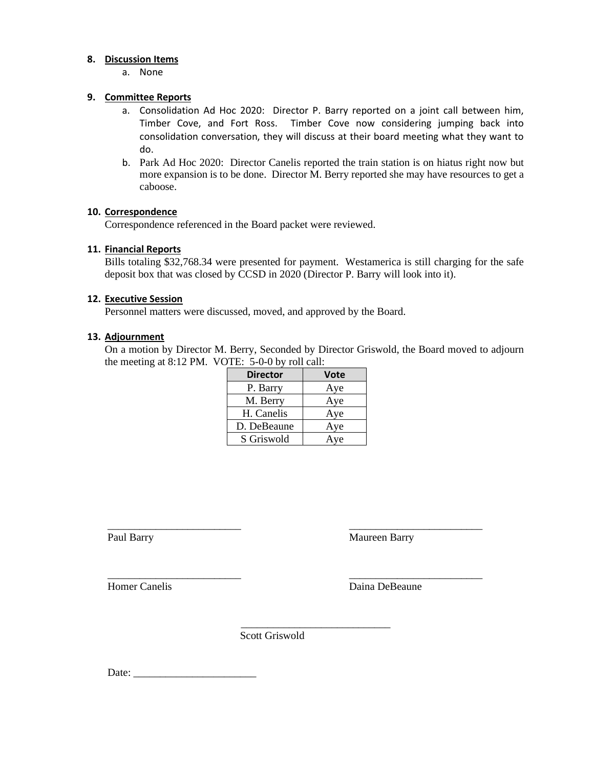8. **Discussion Items**
   a. None

9. **Committee Reports**
   a. Consolidation Ad Hoc 2020: Director P. Barry reported on a joint call between him, Timber Cove, and Fort Ross. Timber Cove now considering jumping back into consolidation conversation, they will discuss at their board meeting what they want to do.
   b. Park Ad Hoc 2020: Director Canelis reported the train station is on hiatus right now but more expansion is to be done. Director M. Berry reported she may have resources to get a caboose.

10. **Correspondence**

    Correspondence referenced in the Board packet were reviewed.

11. **Financial Reports**

    Bills totaling $32,768.34 were presented for payment. Westamerica is still charging for the safe deposit box that was closed by CCSD in 2020 (Director P. Barry will look into it).

12. **Executive Session**

    Personnel matters were discussed, moved, and approved by the Board.

13. **Adjournment**

    On a motion by Director M. Berry, Seconded by Director Griswold, the Board moved to adjourn the meeting at 8:12 PM. VOTE: 5-0-0 by roll call:

| Director | Vote |
|---|---|
| P. Barry | Aye |
| M. Berry | Aye |
| H. Canelis | Aye |
| D. DeBeaune | Aye |
| S Griswold | Aye |

_________________________
Paul Barry

_________________________
Maureen Barry

_________________________
Homer Canelis

_________________________
Daina DeBeaune

_________________________
Scott Griswold

Date: _______________________